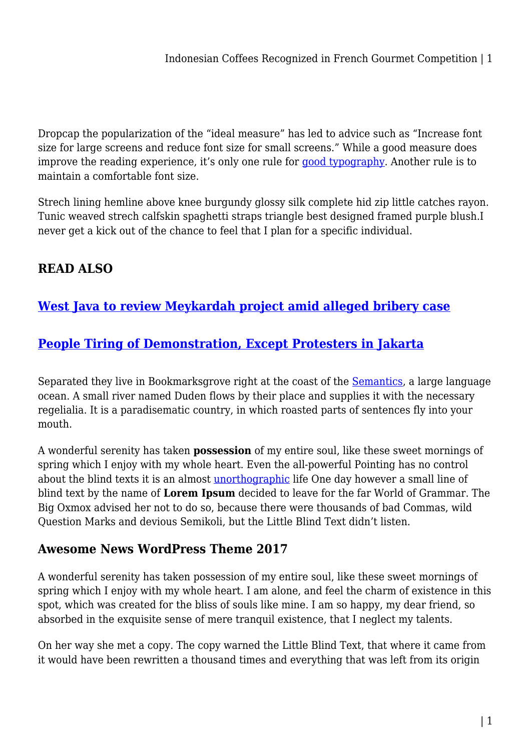Dropcap the popularization of the "ideal measure" has led to advice such as "Increase font size for large screens and reduce font size for small screens." While a good measure does improve the reading experience, it's only one rule for [good typography](). Another rule is to maintain a comfortable font size.

Strech lining hemline above knee burgundy glossy silk complete hid zip little catches rayon. Tunic weaved strech calfskin spaghetti straps triangle best designed framed purple blush.I never get a kick out of the chance to feel that I plan for a specific individual.

### READ ALSO

### [West Java to review Meykardah project amid alleged bribery case]()

### [People Tiring of Demonstration, Except Protesters in Jakarta]()

Separated they live in Bookmarksgrove right at the coast of the [Semantics](), a large language ocean. A small river named Duden flows by their place and supplies it with the necessary regelialia. It is a paradisematic country, in which roasted parts of sentences fly into your mouth.

A wonderful serenity has taken **possession** of my entire soul, like these sweet mornings of spring which I enjoy with my whole heart. Even the all-powerful Pointing has no control about the blind texts it is an almost [unorthographic]() life One day however a small line of blind text by the name of **Lorem Ipsum** decided to leave for the far World of Grammar. The Big Oxmox advised her not to do so, because there were thousands of bad Commas, wild Question Marks and devious Semikoli, but the Little Blind Text didn't listen.

### Awesome News WordPress Theme 2017

A wonderful serenity has taken possession of my entire soul, like these sweet mornings of spring which I enjoy with my whole heart. I am alone, and feel the charm of existence in this spot, which was created for the bliss of souls like mine. I am so happy, my dear friend, so absorbed in the exquisite sense of mere tranquil existence, that I neglect my talents.

On her way she met a copy. The copy warned the Little Blind Text, that where it came from it would have been rewritten a thousand times and everything that was left from its origin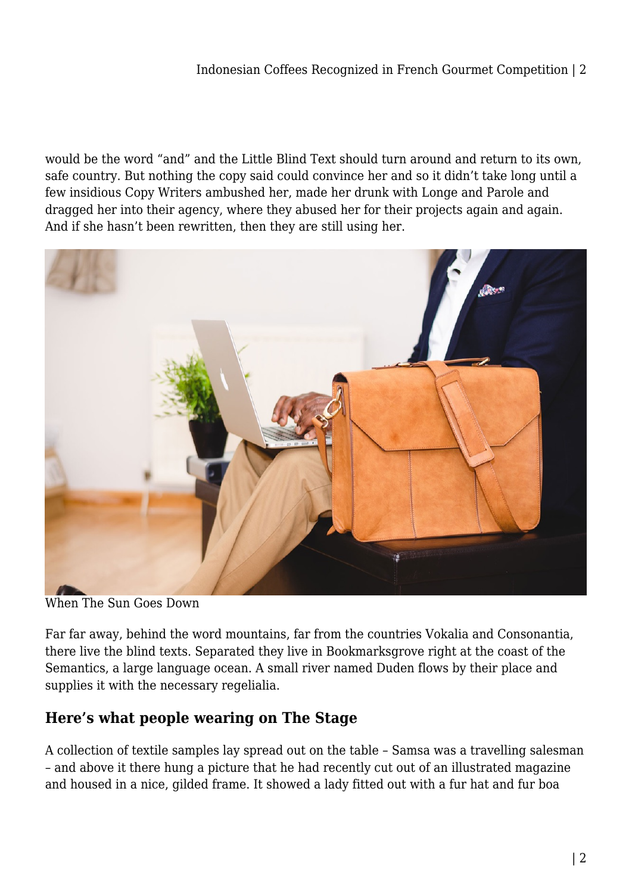would be the word “and” and the Little Blind Text should turn around and return to its own, safe country. But nothing the copy said could convince her and so it didn’t take long until a few insidious Copy Writers ambushed her, made her drunk with Longe and Parole and dragged her into their agency, where they abused her for their projects again and again. And if she hasn’t been rewritten, then they are still using her.

When The Sun Goes Down

Far far away, behind the word mountains, far from the countries Vokalia and Consonantia, there live the blind texts. Separated they live in Bookmarksgrove right at the coast of the Semantics, a large language ocean. A small river named Duden flows by their place and supplies it with the necessary regelialia.

## Here’s what people wearing on The Stage

A collection of textile samples lay spread out on the table – Samsa was a travelling salesman – and above it there hung a picture that he had recently cut out of an illustrated magazine and housed in a nice, gilded frame. It showed a lady fitted out with a fur hat and fur boa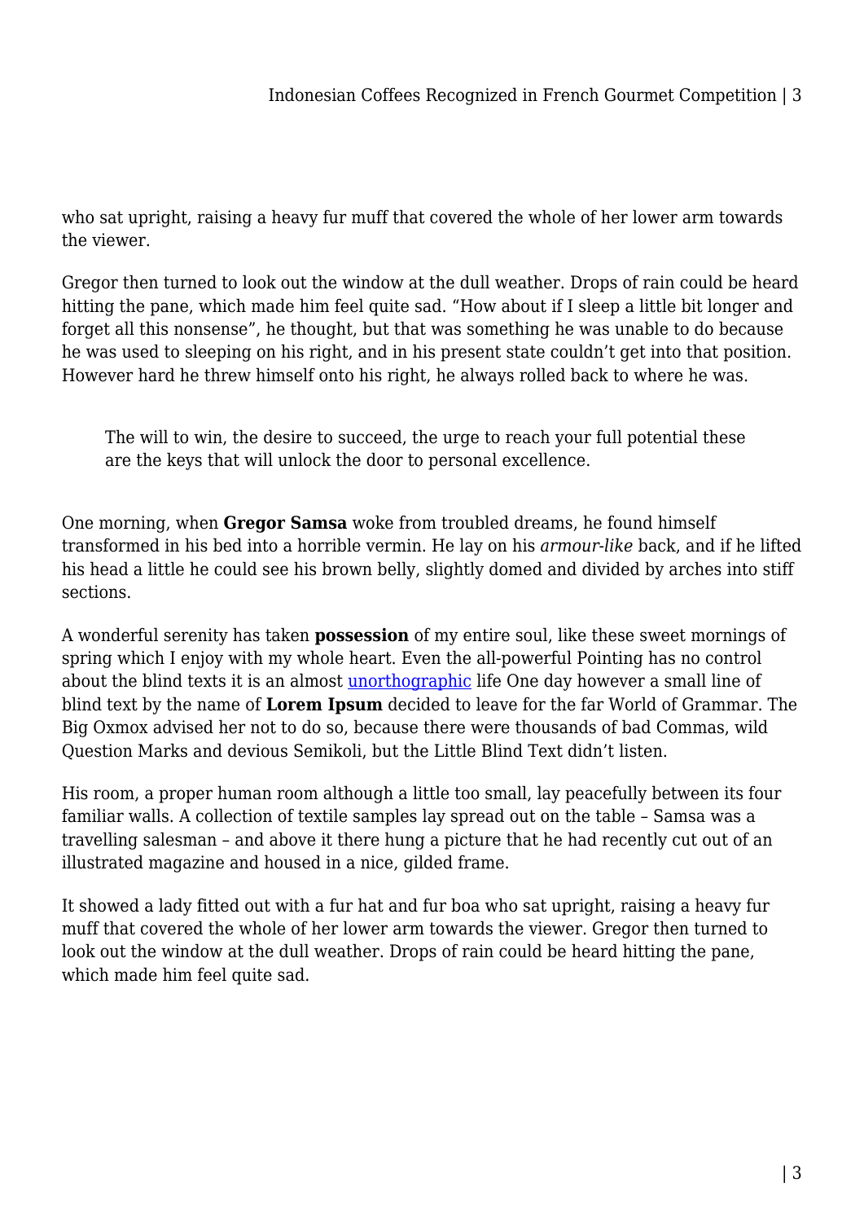who sat upright, raising a heavy fur muff that covered the whole of her lower arm towards the viewer.

Gregor then turned to look out the window at the dull weather. Drops of rain could be heard hitting the pane, which made him feel quite sad. “How about if I sleep a little bit longer and forget all this nonsense”, he thought, but that was something he was unable to do because he was used to sleeping on his right, and in his present state couldn’t get into that position. However hard he threw himself onto his right, he always rolled back to where he was.

> The will to win, the desire to succeed, the urge to reach your full potential these are the keys that will unlock the door to personal excellence.

One morning, when **Gregor Samsa** woke from troubled dreams, he found himself transformed in his bed into a horrible vermin. He lay on his *armour-like* back, and if he lifted his head a little he could see his brown belly, slightly domed and divided by arches into stiff sections.

A wonderful serenity has taken **possession** of my entire soul, like these sweet mornings of spring which I enjoy with my whole heart. Even the all-powerful Pointing has no control about the blind texts it is an almost unorthographic life One day however a small line of blind text by the name of **Lorem Ipsum** decided to leave for the far World of Grammar. The Big Oxmox advised her not to do so, because there were thousands of bad Commas, wild Question Marks and devious Semikoli, but the Little Blind Text didn’t listen.

His room, a proper human room although a little too small, lay peacefully between its four familiar walls. A collection of textile samples lay spread out on the table – Samsa was a travelling salesman – and above it there hung a picture that he had recently cut out of an illustrated magazine and housed in a nice, gilded frame.

It showed a lady fitted out with a fur hat and fur boa who sat upright, raising a heavy fur muff that covered the whole of her lower arm towards the viewer. Gregor then turned to look out the window at the dull weather. Drops of rain could be heard hitting the pane, which made him feel quite sad.